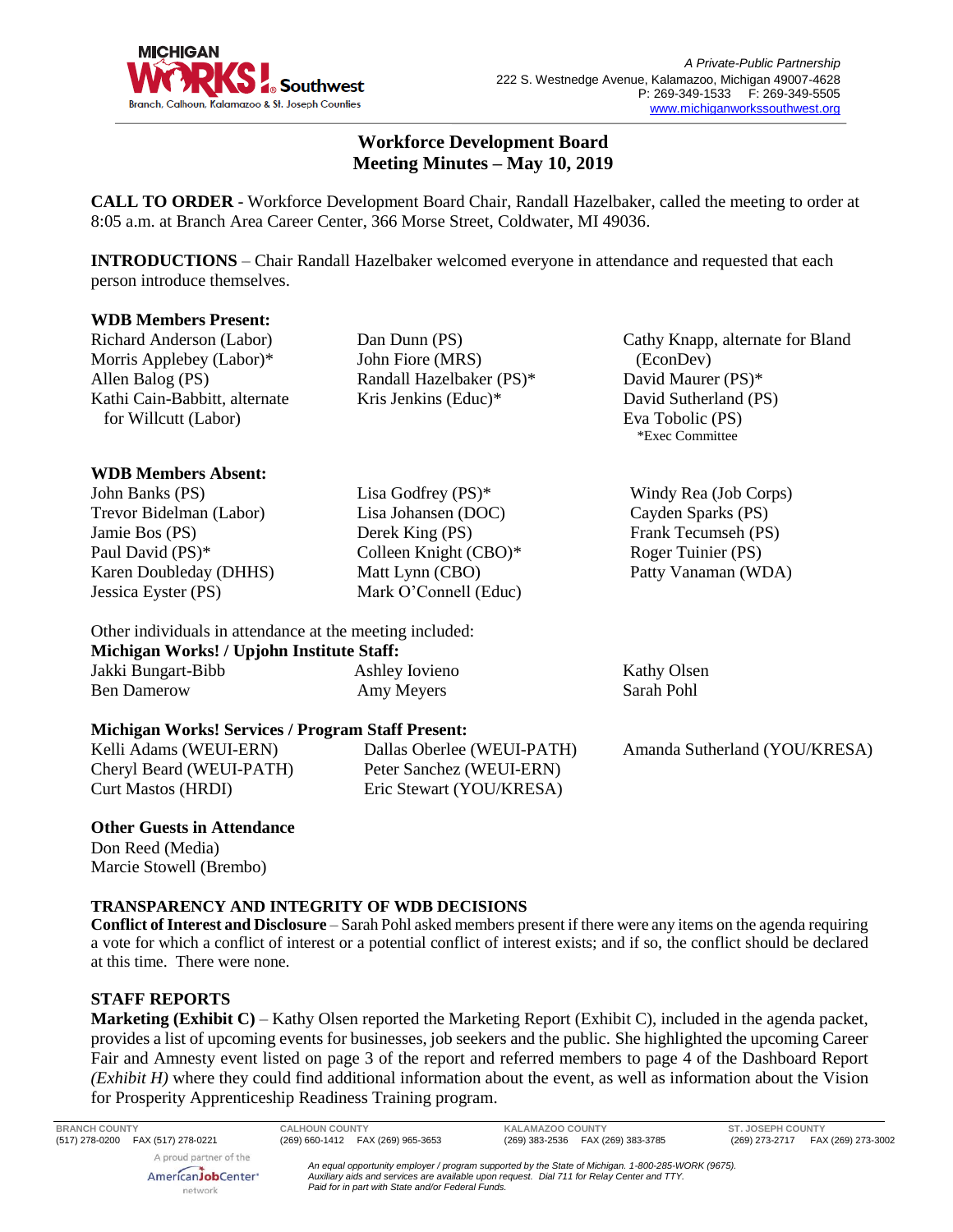A Private-Public Partnership
222 S. Westnedge Avenue, Kalamazoo, Michigan 49007-4628
P: 269-349-1533 F: 269-349-5505
www.michiganworkssouthwest.org

# Workforce Development Board Meeting Minutes – May 10, 2019

**CALL TO ORDER** - Workforce Development Board Chair, Randall Hazelbaker, called the meeting to order at 8:05 a.m. at Branch Area Career Center, 366 Morse Street, Coldwater, MI 49036.

**INTRODUCTIONS** – Chair Randall Hazelbaker welcomed everyone in attendance and requested that each person introduce themselves.

**WDB Members Present:**

Richard Anderson (Labor)
Morris Applebey (Labor)*
Allen Balog (PS)
Kathi Cain-Babbitt, alternate for Willcutt (Labor)
Dan Dunn (PS)
John Fiore (MRS)
Randall Hazelbaker (PS)*
Kris Jenkins (Educ)*
Cathy Knapp, alternate for Bland (EconDev)
David Maurer (PS)*
David Sutherland (PS)
Eva Tobolic (PS)

*Exec Committee

**WDB Members Absent:**

John Banks (PS)
Trevor Bidelman (Labor)
Jamie Bos (PS)
Paul David (PS)*
Karen Doubleday (DHHS)
Jessica Eyster (PS)
Lisa Godfrey (PS)*
Lisa Johansen (DOC)
Derek King (PS)
Colleen Knight (CBO)*
Matt Lynn (CBO)
Mark O'Connell (Educ)
Windy Rea (Job Corps)
Cayden Sparks (PS)
Frank Tecumseh (PS)
Roger Tuinier (PS)
Patty Vanaman (WDA)

Other individuals in attendance at the meeting included:

**Michigan Works! / Upjohn Institute Staff:**

Jakki Bungart-Bibb
Ben Damerow
Ashley Iovieno
Amy Meyers
Kathy Olsen
Sarah Pohl

**Michigan Works! Services / Program Staff Present:**

Kelli Adams (WEUI-ERN)
Cheryl Beard (WEUI-PATH)
Curt Mastos (HRDI)
Dallas Oberlee (WEUI-PATH)
Peter Sanchez (WEUI-ERN)
Eric Stewart (YOU/KRESA)
Amanda Sutherland (YOU/KRESA)

**Other Guests in Attendance**

Don Reed (Media)
Marcie Stowell (Brembo)

## TRANSPARENCY AND INTEGRITY OF WDB DECISIONS

**Conflict of Interest and Disclosure** – Sarah Pohl asked members present if there were any items on the agenda requiring a vote for which a conflict of interest or a potential conflict of interest exists; and if so, the conflict should be declared at this time. There were none.

## STAFF REPORTS

**Marketing (Exhibit C)** – Kathy Olsen reported the Marketing Report (Exhibit C), included in the agenda packet, provides a list of upcoming events for businesses, job seekers and the public. She highlighted the upcoming Career Fair and Amnesty event listed on page 3 of the report and referred members to page 4 of the Dashboard Report *(Exhibit H)* where they could find additional information about the event, as well as information about the Vision for Prosperity Apprenticeship Readiness Training program.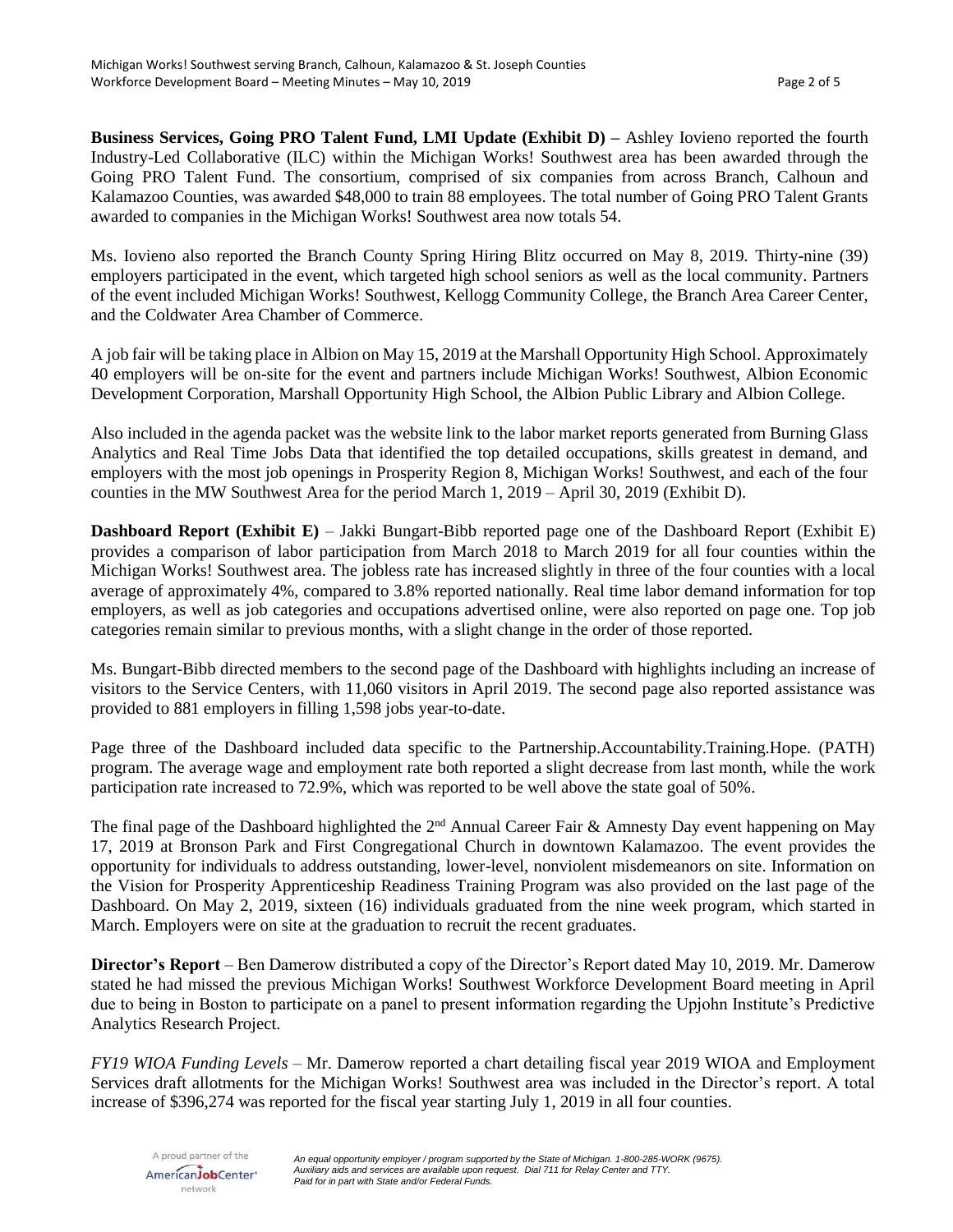**Business Services, Going PRO Talent Fund, LMI Update (Exhibit D) –** Ashley Iovieno reported the fourth Industry-Led Collaborative (ILC) within the Michigan Works! Southwest area has been awarded through the Going PRO Talent Fund. The consortium, comprised of six companies from across Branch, Calhoun and Kalamazoo Counties, was awarded $48,000 to train 88 employees. The total number of Going PRO Talent Grants awarded to companies in the Michigan Works! Southwest area now totals 54.

Ms. Iovieno also reported the Branch County Spring Hiring Blitz occurred on May 8, 2019. Thirty-nine (39) employers participated in the event, which targeted high school seniors as well as the local community. Partners of the event included Michigan Works! Southwest, Kellogg Community College, the Branch Area Career Center, and the Coldwater Area Chamber of Commerce.

A job fair will be taking place in Albion on May 15, 2019 at the Marshall Opportunity High School. Approximately 40 employers will be on-site for the event and partners include Michigan Works! Southwest, Albion Economic Development Corporation, Marshall Opportunity High School, the Albion Public Library and Albion College.

Also included in the agenda packet was the website link to the labor market reports generated from Burning Glass Analytics and Real Time Jobs Data that identified the top detailed occupations, skills greatest in demand, and employers with the most job openings in Prosperity Region 8, Michigan Works! Southwest, and each of the four counties in the MW Southwest Area for the period March 1, 2019 – April 30, 2019 (Exhibit D).

**Dashboard Report (Exhibit E)** – Jakki Bungart-Bibb reported page one of the Dashboard Report (Exhibit E) provides a comparison of labor participation from March 2018 to March 2019 for all four counties within the Michigan Works! Southwest area. The jobless rate has increased slightly in three of the four counties with a local average of approximately 4%, compared to 3.8% reported nationally. Real time labor demand information for top employers, as well as job categories and occupations advertised online, were also reported on page one. Top job categories remain similar to previous months, with a slight change in the order of those reported.

Ms. Bungart-Bibb directed members to the second page of the Dashboard with highlights including an increase of visitors to the Service Centers, with 11,060 visitors in April 2019. The second page also reported assistance was provided to 881 employers in filling 1,598 jobs year-to-date.

Page three of the Dashboard included data specific to the Partnership.Accountability.Training.Hope. (PATH) program. The average wage and employment rate both reported a slight decrease from last month, while the work participation rate increased to 72.9%, which was reported to be well above the state goal of 50%.

The final page of the Dashboard highlighted the 2nd Annual Career Fair & Amnesty Day event happening on May 17, 2019 at Bronson Park and First Congregational Church in downtown Kalamazoo. The event provides the opportunity for individuals to address outstanding, lower-level, nonviolent misdemeanors on site. Information on the Vision for Prosperity Apprenticeship Readiness Training Program was also provided on the last page of the Dashboard. On May 2, 2019, sixteen (16) individuals graduated from the nine week program, which started in March. Employers were on site at the graduation to recruit the recent graduates.

**Director's Report** – Ben Damerow distributed a copy of the Director's Report dated May 10, 2019. Mr. Damerow stated he had missed the previous Michigan Works! Southwest Workforce Development Board meeting in April due to being in Boston to participate on a panel to present information regarding the Upjohn Institute's Predictive Analytics Research Project.

*FY19 WIOA Funding Levels* – Mr. Damerow reported a chart detailing fiscal year 2019 WIOA and Employment Services draft allotments for the Michigan Works! Southwest area was included in the Director's report. A total increase of $396,274 was reported for the fiscal year starting July 1, 2019 in all four counties.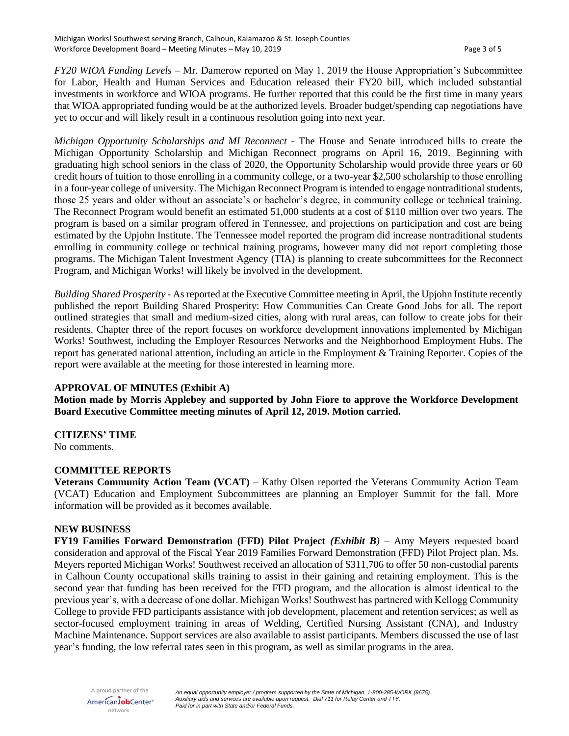*FY20 WIOA Funding Levels* – Mr. Damerow reported on May 1, 2019 the House Appropriation's Subcommittee for Labor, Health and Human Services and Education released their FY20 bill, which included substantial investments in workforce and WIOA programs. He further reported that this could be the first time in many years that WIOA appropriated funding would be at the authorized levels. Broader budget/spending cap negotiations have yet to occur and will likely result in a continuous resolution going into next year.

*Michigan Opportunity Scholarships and MI Reconnect* - The House and Senate introduced bills to create the Michigan Opportunity Scholarship and Michigan Reconnect programs on April 16, 2019. Beginning with graduating high school seniors in the class of 2020, the Opportunity Scholarship would provide three years or 60 credit hours of tuition to those enrolling in a community college, or a two-year $2,500 scholarship to those enrolling in a four-year college of university. The Michigan Reconnect Program is intended to engage nontraditional students, those 25 years and older without an associate's or bachelor's degree, in community college or technical training. The Reconnect Program would benefit an estimated 51,000 students at a cost of $110 million over two years. The program is based on a similar program offered in Tennessee, and projections on participation and cost are being estimated by the Upjohn Institute. The Tennessee model reported the program did increase nontraditional students enrolling in community college or technical training programs, however many did not report completing those programs. The Michigan Talent Investment Agency (TIA) is planning to create subcommittees for the Reconnect Program, and Michigan Works! will likely be involved in the development.

*Building Shared Prosperity* - As reported at the Executive Committee meeting in April, the Upjohn Institute recently published the report Building Shared Prosperity: How Communities Can Create Good Jobs for all. The report outlined strategies that small and medium-sized cities, along with rural areas, can follow to create jobs for their residents. Chapter three of the report focuses on workforce development innovations implemented by Michigan Works! Southwest, including the Employer Resources Networks and the Neighborhood Employment Hubs. The report has generated national attention, including an article in the Employment & Training Reporter. Copies of the report were available at the meeting for those interested in learning more.

**APPROVAL OF MINUTES (Exhibit A)**

**Motion made by Morris Applebey and supported by John Fiore to approve the Workforce Development Board Executive Committee meeting minutes of April 12, 2019. Motion carried.**

**CITIZENS' TIME**

No comments.

**COMMITTEE REPORTS**

**Veterans Community Action Team (VCAT)** – Kathy Olsen reported the Veterans Community Action Team (VCAT) Education and Employment Subcommittees are planning an Employer Summit for the fall. More information will be provided as it becomes available.

**NEW BUSINESS**

**FY19 Families Forward Demonstration (FFD) Pilot Project *(Exhibit B)*** – Amy Meyers requested board consideration and approval of the Fiscal Year 2019 Families Forward Demonstration (FFD) Pilot Project plan. Ms. Meyers reported Michigan Works! Southwest received an allocation of $311,706 to offer 50 non-custodial parents in Calhoun County occupational skills training to assist in their gaining and retaining employment. This is the second year that funding has been received for the FFD program, and the allocation is almost identical to the previous year's, with a decrease of one dollar. Michigan Works! Southwest has partnered with Kellogg Community College to provide FFD participants assistance with job development, placement and retention services; as well as sector-focused employment training in areas of Welding, Certified Nursing Assistant (CNA), and Industry Machine Maintenance. Support services are also available to assist participants. Members discussed the use of last year's funding, the low referral rates seen in this program, as well as similar programs in the area.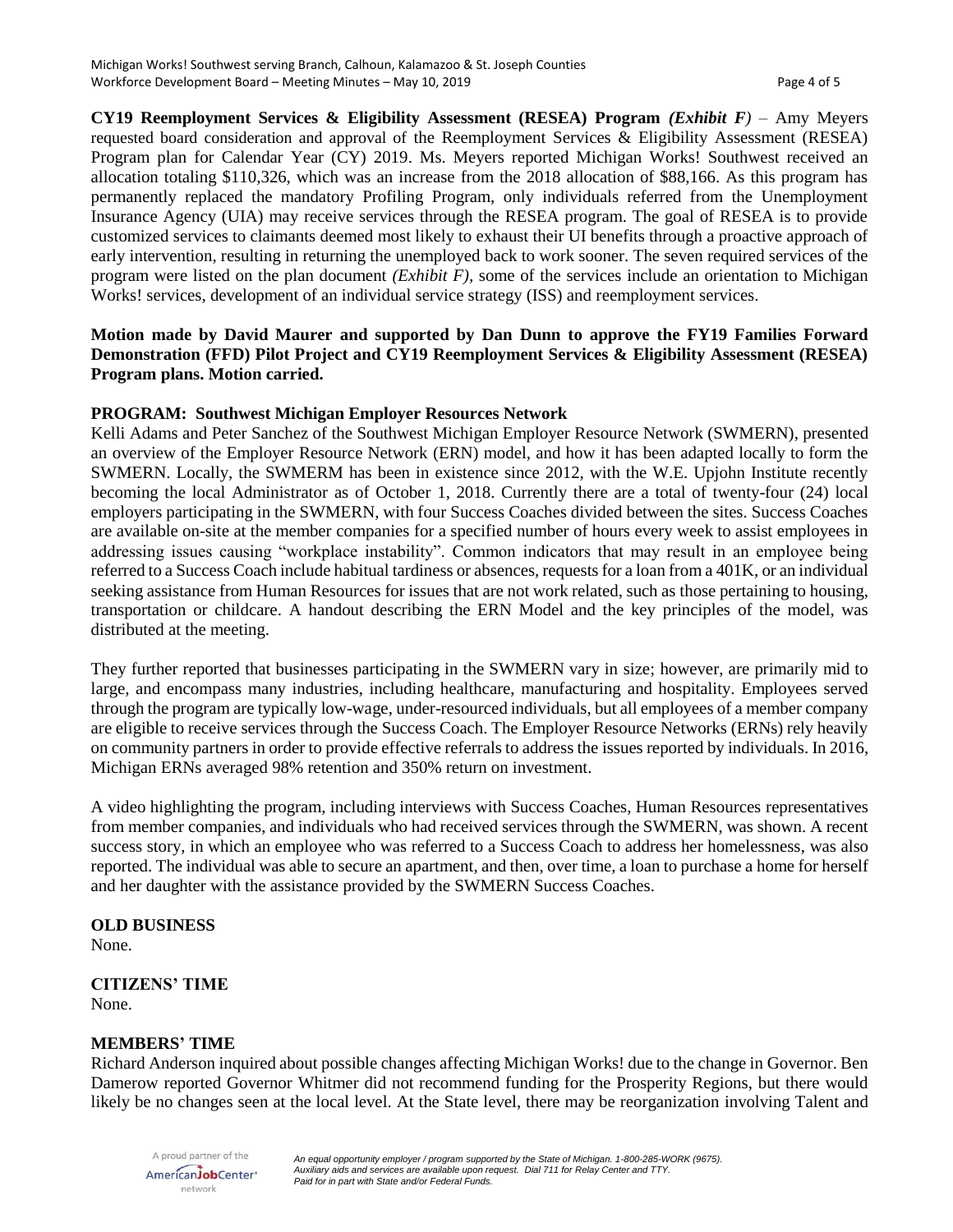**CY19 Reemployment Services & Eligibility Assessment (RESEA) Program** ***(Exhibit F)*** – Amy Meyers requested board consideration and approval of the Reemployment Services & Eligibility Assessment (RESEA) Program plan for Calendar Year (CY) 2019. Ms. Meyers reported Michigan Works! Southwest received an allocation totaling $110,326, which was an increase from the 2018 allocation of $88,166. As this program has permanently replaced the mandatory Profiling Program, only individuals referred from the Unemployment Insurance Agency (UIA) may receive services through the RESEA program. The goal of RESEA is to provide customized services to claimants deemed most likely to exhaust their UI benefits through a proactive approach of early intervention, resulting in returning the unemployed back to work sooner. The seven required services of the program were listed on the plan document *(Exhibit F)*, some of the services include an orientation to Michigan Works! services, development of an individual service strategy (ISS) and reemployment services.

**Motion made by David Maurer and supported by Dan Dunn to approve the FY19 Families Forward Demonstration (FFD) Pilot Project and CY19 Reemployment Services & Eligibility Assessment (RESEA) Program plans. Motion carried.**

**PROGRAM: Southwest Michigan Employer Resources Network**

Kelli Adams and Peter Sanchez of the Southwest Michigan Employer Resource Network (SWMERN), presented an overview of the Employer Resource Network (ERN) model, and how it has been adapted locally to form the SWMERN. Locally, the SWMERM has been in existence since 2012, with the W.E. Upjohn Institute recently becoming the local Administrator as of October 1, 2018. Currently there are a total of twenty-four (24) local employers participating in the SWMERN, with four Success Coaches divided between the sites. Success Coaches are available on-site at the member companies for a specified number of hours every week to assist employees in addressing issues causing "workplace instability". Common indicators that may result in an employee being referred to a Success Coach include habitual tardiness or absences, requests for a loan from a 401K, or an individual seeking assistance from Human Resources for issues that are not work related, such as those pertaining to housing, transportation or childcare. A handout describing the ERN Model and the key principles of the model, was distributed at the meeting.

They further reported that businesses participating in the SWMERN vary in size; however, are primarily mid to large, and encompass many industries, including healthcare, manufacturing and hospitality. Employees served through the program are typically low-wage, under-resourced individuals, but all employees of a member company are eligible to receive services through the Success Coach. The Employer Resource Networks (ERNs) rely heavily on community partners in order to provide effective referrals to address the issues reported by individuals. In 2016, Michigan ERNs averaged 98% retention and 350% return on investment.

A video highlighting the program, including interviews with Success Coaches, Human Resources representatives from member companies, and individuals who had received services through the SWMERN, was shown. A recent success story, in which an employee who was referred to a Success Coach to address her homelessness, was also reported. The individual was able to secure an apartment, and then, over time, a loan to purchase a home for herself and her daughter with the assistance provided by the SWMERN Success Coaches.

**OLD BUSINESS**

None.

**CITIZENS' TIME**

None.

**MEMBERS' TIME**

Richard Anderson inquired about possible changes affecting Michigan Works! due to the change in Governor. Ben Damerow reported Governor Whitmer did not recommend funding for the Prosperity Regions, but there would likely be no changes seen at the local level. At the State level, there may be reorganization involving Talent and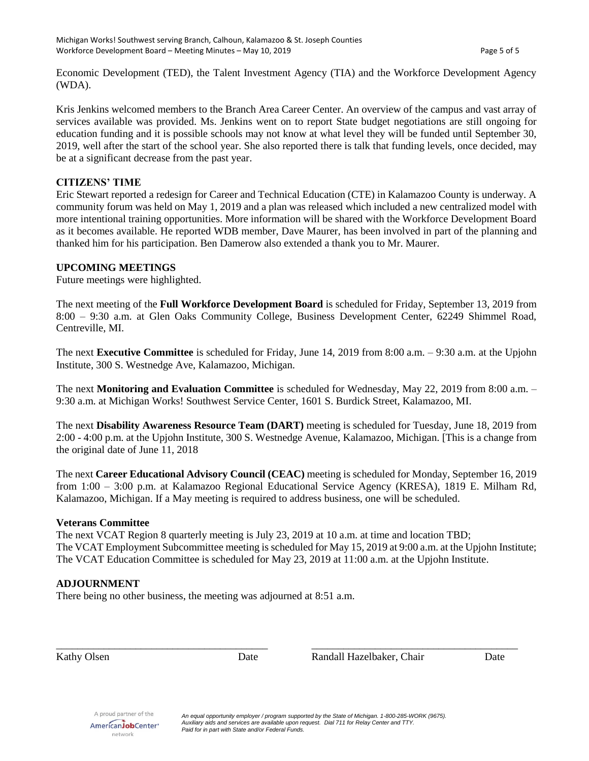Economic Development (TED), the Talent Investment Agency (TIA) and the Workforce Development Agency (WDA).

Kris Jenkins welcomed members to the Branch Area Career Center. An overview of the campus and vast array of services available was provided. Ms. Jenkins went on to report State budget negotiations are still ongoing for education funding and it is possible schools may not know at what level they will be funded until September 30, 2019, well after the start of the school year. She also reported there is talk that funding levels, once decided, may be at a significant decrease from the past year.

## CITIZENS' TIME

Eric Stewart reported a redesign for Career and Technical Education (CTE) in Kalamazoo County is underway. A community forum was held on May 1, 2019 and a plan was released which included a new centralized model with more intentional training opportunities. More information will be shared with the Workforce Development Board as it becomes available. He reported WDB member, Dave Maurer, has been involved in part of the planning and thanked him for his participation. Ben Damerow also extended a thank you to Mr. Maurer.

## UPCOMING MEETINGS

Future meetings were highlighted.

The next meeting of the **Full Workforce Development Board** is scheduled for Friday, September 13, 2019 from 8:00 – 9:30 a.m. at Glen Oaks Community College, Business Development Center, 62249 Shimmel Road, Centreville, MI.

The next **Executive Committee** is scheduled for Friday, June 14, 2019 from 8:00 a.m. – 9:30 a.m. at the Upjohn Institute, 300 S. Westnedge Ave, Kalamazoo, Michigan.

The next **Monitoring and Evaluation Committee** is scheduled for Wednesday, May 22, 2019 from 8:00 a.m. – 9:30 a.m. at Michigan Works! Southwest Service Center, 1601 S. Burdick Street, Kalamazoo, MI.

The next **Disability Awareness Resource Team (DART)** meeting is scheduled for Tuesday, June 18, 2019 from 2:00 - 4:00 p.m. at the Upjohn Institute, 300 S. Westnedge Avenue, Kalamazoo, Michigan. [This is a change from the original date of June 11, 2018

The next **Career Educational Advisory Council (CEAC)** meeting is scheduled for Monday, September 16, 2019 from 1:00 – 3:00 p.m. at Kalamazoo Regional Educational Service Agency (KRESA), 1819 E. Milham Rd, Kalamazoo, Michigan. If a May meeting is required to address business, one will be scheduled.

### Veterans Committee

The next VCAT Region 8 quarterly meeting is July 23, 2019 at 10 a.m. at time and location TBD;
The VCAT Employment Subcommittee meeting is scheduled for May 15, 2019 at 9:00 a.m. at the Upjohn Institute;
The VCAT Education Committee is scheduled for May 23, 2019 at 11:00 a.m. at the Upjohn Institute.

## ADJOURNMENT

There being no other business, the meeting was adjourned at 8:51 a.m.

_______________________________________ &nbsp;&nbsp;&nbsp;&nbsp; _______________________________________

Kathy Olsen &nbsp;&nbsp;&nbsp;&nbsp; Date &nbsp;&nbsp;&nbsp;&nbsp; Randall Hazelbaker, Chair &nbsp;&nbsp;&nbsp;&nbsp; Date

A proud partner of the AmericanJobCenter network

*An equal opportunity employer / program supported by the State of Michigan. 1-800-285-WORK (9675). Auxiliary aids and services are available upon request. Dial 711 for Relay Center and TTY. Paid for in part with State and/or Federal Funds.*